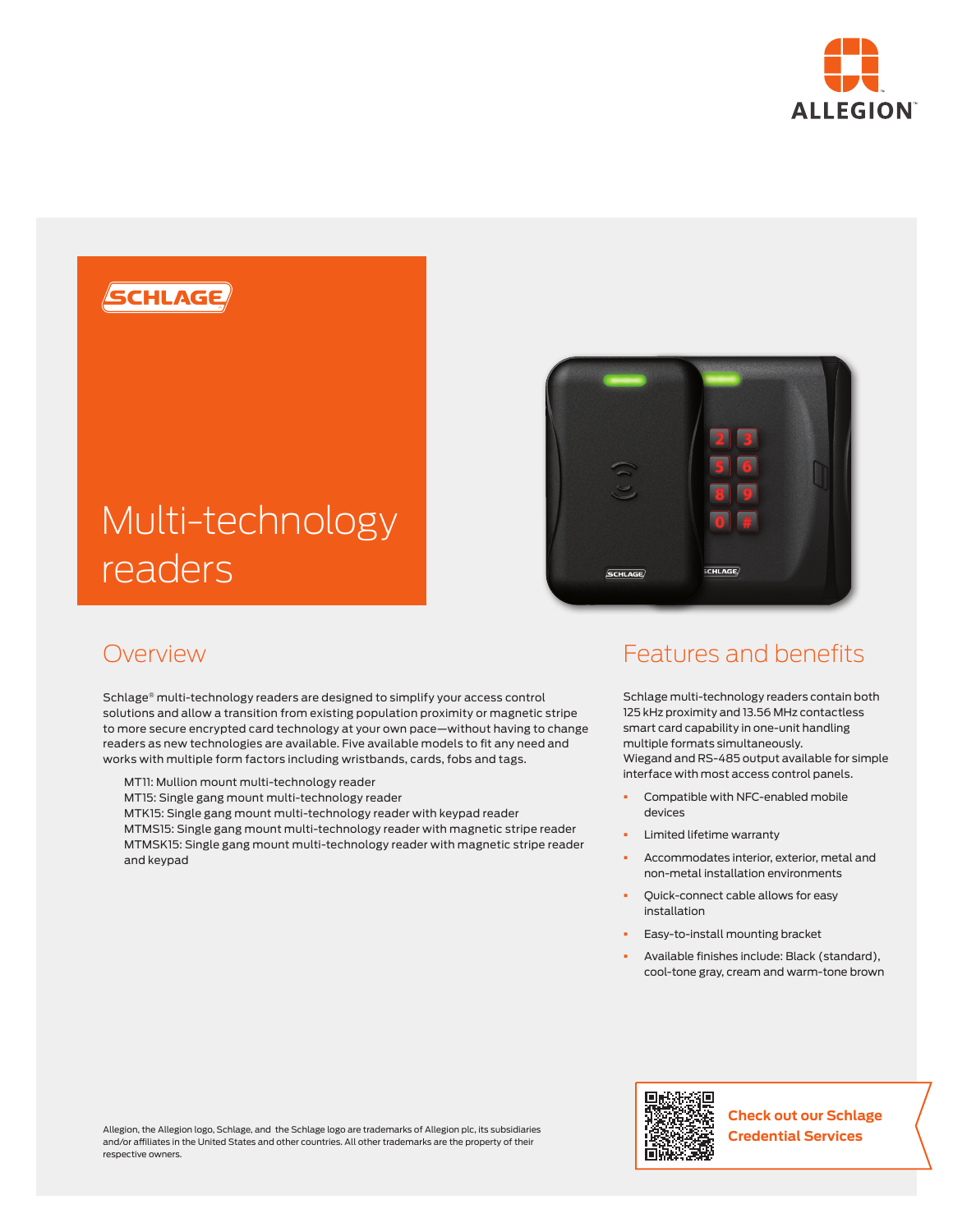# Multi-technology readers

## Overview

Schlage® multi-technology readers are designed to simplify your access control solutions and allow a transition from existing population proximity or magnetic stripe to more secure encrypted card technology at your own pace—without having to change readers as new technologies are available. Five available models to fit any need and works with multiple form factors including wristbands, cards, fobs and tags.

MT11: Mullion mount multi-technology reader
MT15: Single gang mount multi-technology reader
MTK15: Single gang mount multi-technology reader with keypad reader
MTMS15: Single gang mount multi-technology reader with magnetic stripe reader
MTMSK15: Single gang mount multi-technology reader with magnetic stripe reader and keypad

## Features and benefits

Schlage multi-technology readers contain both 125 kHz proximity and 13.56 MHz contactless smart card capability in one-unit handling multiple formats simultaneously.
Wiegand and RS-485 output available for simple interface with most access control panels.

- Compatible with NFC-enabled mobile devices
- Limited lifetime warranty
- Accommodates interior, exterior, metal and non-metal installation environments
- Quick-connect cable allows for easy installation
- Easy-to-install mounting bracket
- Available finishes include: Black (standard), cool-tone gray, cream and warm-tone brown

Allegion, the Allegion logo, Schlage, and the Schlage logo are trademarks of Allegion plc, its subsidiaries and/or affiliates in the United States and other countries. All other trademarks are the property of their respective owners.

**Check out our Schlage Credential Services**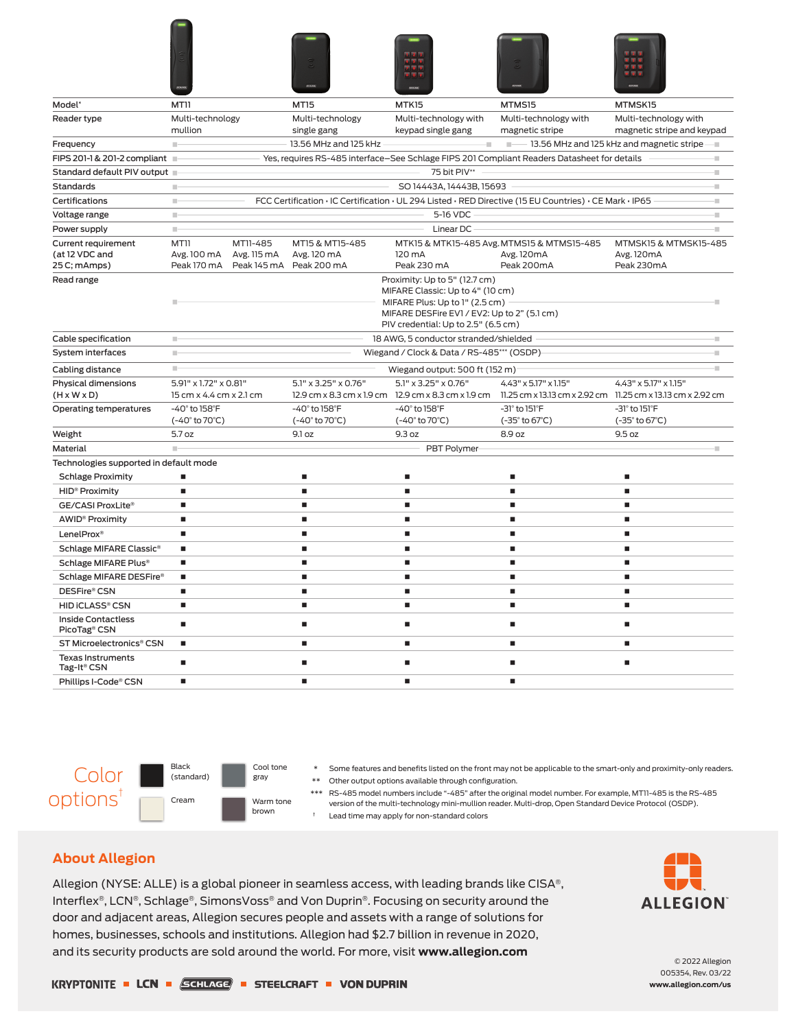| Model* | MT11 | MT15 | MTK15 | MTMS15 | MTMSK15 |
|---|---|---|---|---|---|
| Reader type | Multi-technology mullion | Multi-technology single gang | Multi-technology with keypad single gang | Multi-technology with magnetic stripe | Multi-technology with magnetic stripe and keypad |
| Frequency | 13.56 MHz and 125 kHz | | | 13.56 MHz and 125 kHz and magnetic stripe | |
| FIPS 201-1 & 201-2 compliant | Yes, requires RS-485 interface—See Schlage FIPS 201 Compliant Readers Datasheet for details | | | | |
| Standard default PIV output | 75 bit PIV** | | | | |
| Standards | SO 14443A, 14443B, 15693 | | | | |
| Certifications | FCC Certification • IC Certification • UL 294 Listed • RED Directive (15 EU Countries) • CE Mark • IP65 | | | | |
| Voltage range | 5-16 VDC | | | | |
| Power supply | Linear DC | | | | |
| Current requirement (at 12 VDC and 25 C; mAmps) | MT11 Avg. 100 mA Peak 170 mA; MT11-485 Avg. 115 mA Peak 145 mA | MT15 & MT15-485 Avg. 120 mA Peak 200 mA | MTK15 & MTK15-485 Avg. 120 mA Peak 230 mA | MTMS15 & MTMS15-485 Avg. 120mA Peak 200mA | MTMSK15 & MTMSK15-485 Avg. 120mA Peak 230mA |
| Read range | Proximity: Up to 5" (12.7 cm)<br>MIFARE Classic: Up to 4" (10 cm)<br>MIFARE Plus: Up to 1" (2.5 cm)<br>MIFARE DESFire EV1 / EV2: Up to 2" (5.1 cm)<br>PIV credential: Up to 2.5" (6.5 cm) | | | | |
| Cable specification | 18 AWG, 5 conductor stranded/shielded | | | | |
| System interfaces | Wiegand / Clock & Data / RS-485*** (OSDP) | | | | |
| Cabling distance | Wiegand output: 500 ft (152 m) | | | | |
| Physical dimensions (H x W x D) | 5.91" x 1.72" x 0.81"<br>15 cm x 4.4 cm x 2.1 cm | 5.1" x 3.25" x 0.76"<br>12.9 cm x 8.3 cm x 1.9 cm | 5.1" x 3.25" x 0.76"<br>12.9 cm x 8.3 cm x 1.9 cm | 4.43" x 5.17" x 1.15"<br>11.25 cm x 13.13 cm x 2.92 cm | 4.43" x 5.17" x 1.15"<br>11.25 cm x 13.13 cm x 2.92 cm |
| Operating temperatures | -40° to 158°F<br>(-40° to 70°C) | -40° to 158°F<br>(-40° to 70°C) | -40° to 158°F<br>(-40° to 70°C) | -31° to 151°F<br>(-35° to 67°C) | -31° to 151°F<br>(-35° to 67°C) |
| Weight | 5.7 oz | 9.1 oz | 9.3 oz | 8.9 oz | 9.5 oz |
| Material | PBT Polymer | | | | |
| **Technologies supported in default mode** | | | | | |
| Schlage Proximity | ■ | ■ | ■ | ■ | ■ |
| HID® Proximity | ■ | ■ | ■ | ■ | ■ |
| GE/CASI ProxLite® | ■ | ■ | ■ | ■ | ■ |
| AWID® Proximity | ■ | ■ | ■ | ■ | ■ |
| LenelProx® | ■ | ■ | ■ | ■ | ■ |
| Schlage MIFARE Classic® | ■ | ■ | ■ | ■ | ■ |
| Schlage MIFARE Plus® | ■ | ■ | ■ | ■ | ■ |
| Schlage MIFARE DESFire® | ■ | ■ | ■ | ■ | ■ |
| DESFire® CSN | ■ | ■ | ■ | ■ | ■ |
| HID iCLASS® CSN | ■ | ■ | ■ | ■ | ■ |
| Inside Contactless PicoTag® CSN | ■ | ■ | ■ | ■ | ■ |
| ST Microelectronics® CSN | ■ | ■ | ■ | ■ | ■ |
| Texas Instruments Tag-It® CSN | ■ | ■ | ■ | ■ | ■ |
| Phillips I-Code® CSN | ■ | ■ | ■ | ■ | |

## Color options†

- Black (standard)
- Cool tone gray
- Cream
- Warm tone brown

\* Some features and benefits listed on the front may not be applicable to the smart-only and proximity-only readers.

** Other output options available through configuration.

*** RS-485 model numbers include "-485" after the original model number. For example, MT11-485 is the RS-485 version of the multi-technology mini-mullion reader. Multi-drop, Open Standard Device Protocol (OSDP).

† Lead time may apply for non-standard colors

## About Allegion

Allegion (NYSE: ALLE) is a global pioneer in seamless access, with leading brands like CISA®, Interflex®, LCN®, Schlage®, SimonsVoss® and Von Duprin®. Focusing on security around the door and adjacent areas, Allegion secures people and assets with a range of solutions for homes, businesses, schools and institutions. Allegion had $2.7 billion in revenue in 2020, and its security products are sold around the world. For more, visit **www.allegion.com**

KRYPTONITE ■ LCN ■ SCHLAGE ■ STEELCRAFT ■ VON DUPRIN

ALLEGION

© 2022 Allegion
005354, Rev. 03/22
**www.allegion.com/us**